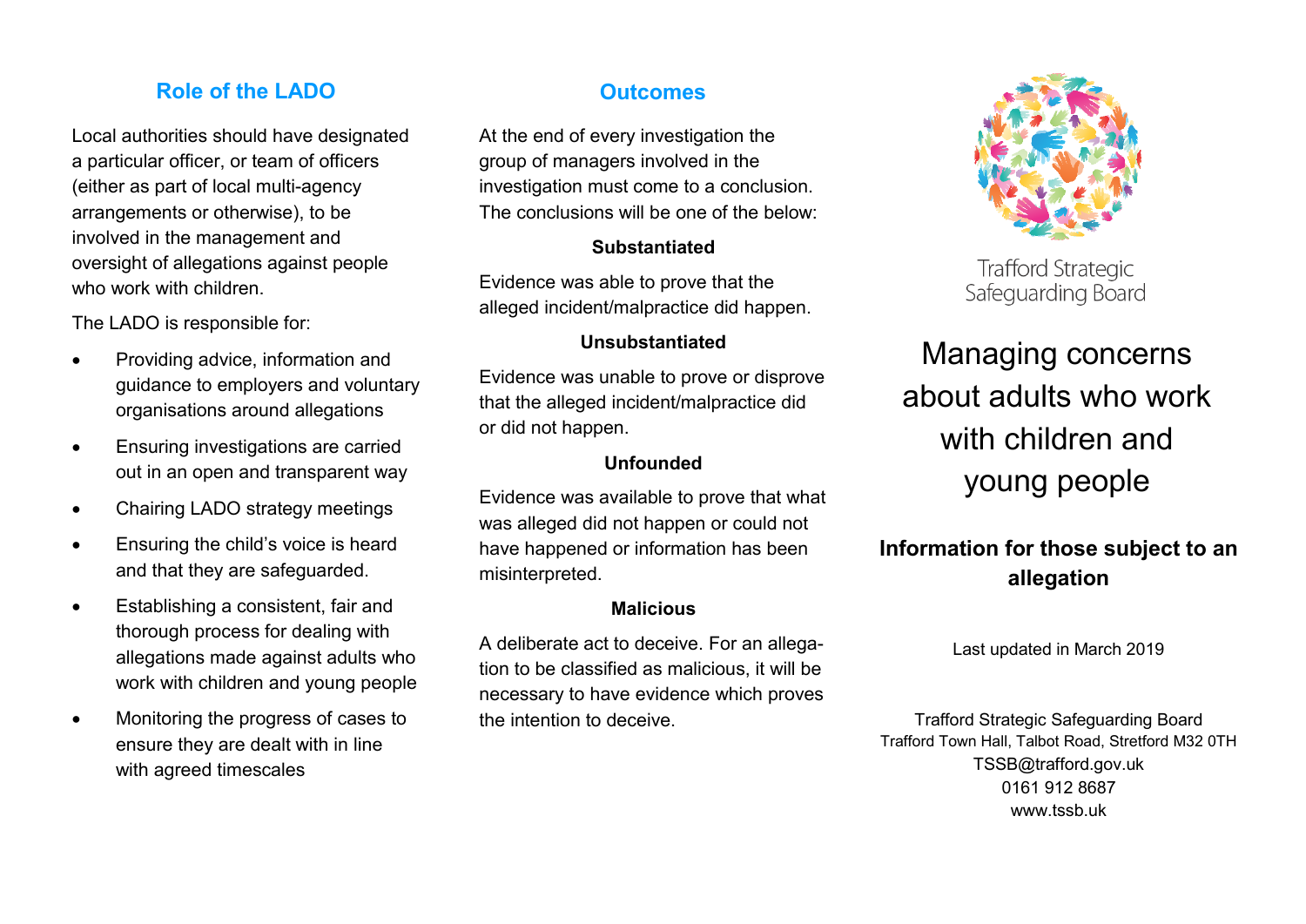## Role of the LADO

Local authorities should have designated a particular officer, or team of officers (either as part of local multi-agency arrangements or otherwise), to be involved in the management and oversight of allegations against people who work with children.

The LADO is responsible for:

- Providing advice, information and guidance to employers and voluntary organisations around allegations
- Ensuring investigations are carried out in an open and transparent way
- Chairing LADO strategy meetings
- Ensuring the child's voice is heard and that they are safeguarded.
- Establishing a consistent, fair and thorough process for dealing with allegations made against adults who work with children and young people
- Monitoring the progress of cases to ensure they are dealt with in line with agreed timescales

## Outcomes

At the end of every investigation the group of managers involved in the investigation must come to a conclusion. The conclusions will be one of the below:

**Substantiated**

Evidence was able to prove that the alleged incident/malpractice did happen.

**Unsubstantiated**

Evidence was unable to prove or disprove that the alleged incident/malpractice did or did not happen.

**Unfounded**

Evidence was available to prove that what was alleged did not happen or could not have happened or information has been misinterpreted.

**Malicious**

A deliberate act to deceive. For an allegation to be classified as malicious, it will be necessary to have evidence which proves the intention to deceive.

Trafford Strategic Safeguarding Board

# Managing concerns about adults who work with children and young people

**Information for those subject to an allegation**

Last updated in March 2019

Trafford Strategic Safeguarding Board
Trafford Town Hall, Talbot Road, Stretford M32 0TH
TSSB@trafford.gov.uk
0161 912 8687
www.tssb.uk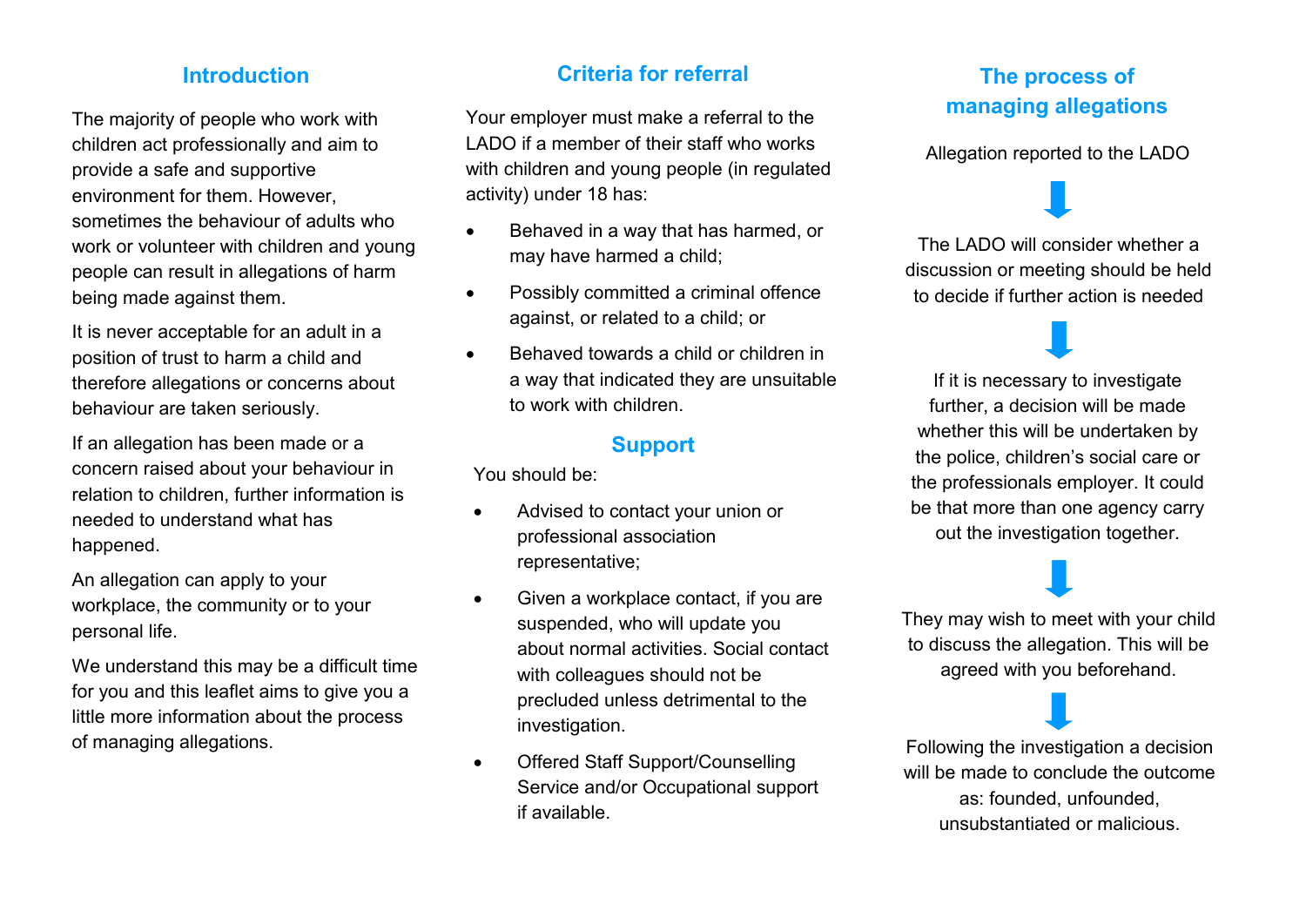## Introduction

The majority of people who work with children act professionally and aim to provide a safe and supportive environment for them. However, sometimes the behaviour of adults who work or volunteer with children and young people can result in allegations of harm being made against them.

It is never acceptable for an adult in a position of trust to harm a child and therefore allegations or concerns about behaviour are taken seriously.

If an allegation has been made or a concern raised about your behaviour in relation to children, further information is needed to understand what has happened.

An allegation can apply to your workplace, the community or to your personal life.

We understand this may be a difficult time for you and this leaflet aims to give you a little more information about the process of managing allegations.

## Criteria for referral

Your employer must make a referral to the LADO if a member of their staff who works with children and young people (in regulated activity) under 18 has:

- Behaved in a way that has harmed, or may have harmed a child;
- Possibly committed a criminal offence against, or related to a child; or
- Behaved towards a child or children in a way that indicated they are unsuitable to work with children.

## Support

You should be:

- Advised to contact your union or professional association representative;
- Given a workplace contact, if you are suspended, who will update you about normal activities. Social contact with colleagues should not be precluded unless detrimental to the investigation.
- Offered Staff Support/Counselling Service and/or Occupational support if available.

## The process of managing allegations

Allegation reported to the LADO

↓

The LADO will consider whether a discussion or meeting should be held to decide if further action is needed

↓

If it is necessary to investigate further, a decision will be made whether this will be undertaken by the police, children's social care or the professionals employer. It could be that more than one agency carry out the investigation together.

↓

They may wish to meet with your child to discuss the allegation. This will be agreed with you beforehand.

↓

Following the investigation a decision will be made to conclude the outcome as: founded, unfounded, unsubstantiated or malicious.